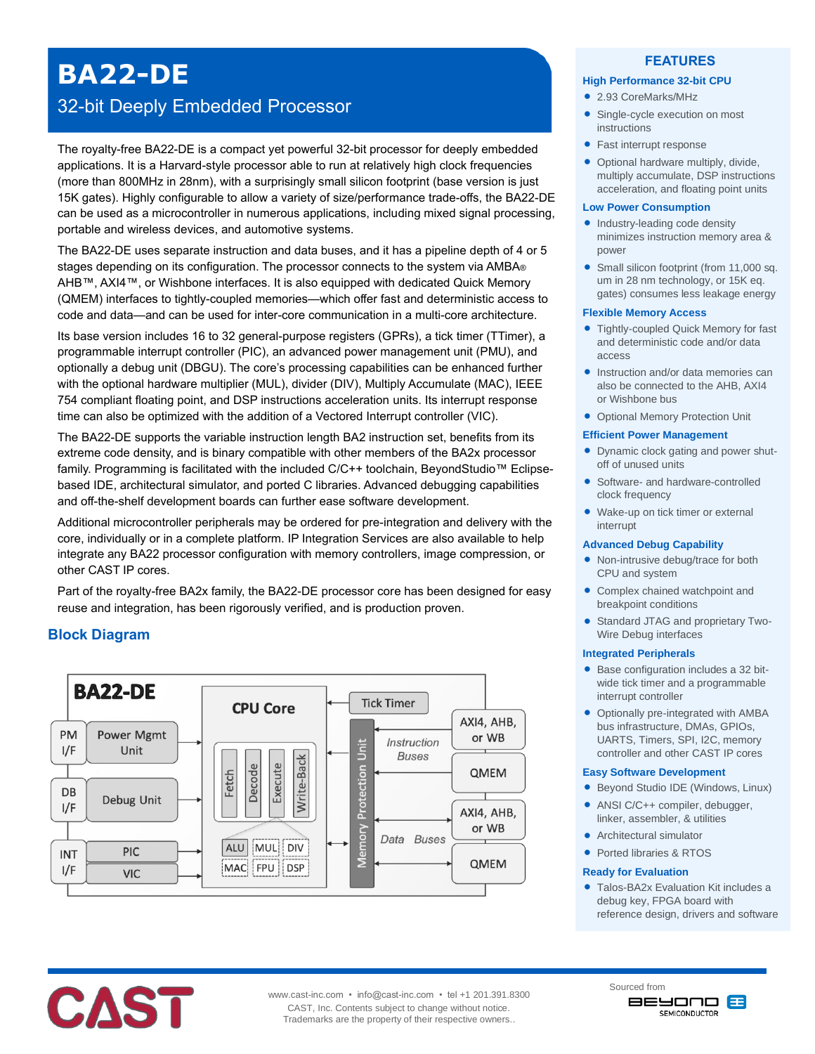# BA22-DE

## 32-bit Deeply Embedded Processor

The royalty-free BA22-DE is a compact yet powerful 32-bit processor for deeply embedded applications. It is a Harvard-style processor able to run at relatively high clock frequencies (more than 800MHz in 28nm), with a surprisingly small silicon footprint (base version is just 15K gates). Highly configurable to allow a variety of size/performance trade-offs, the BA22-DE can be used as a microcontroller in numerous applications, including mixed signal processing, portable and wireless devices, and automotive systems.

The BA22-DE uses separate instruction and data buses, and it has a pipeline depth of 4 or 5 stages depending on its configuration. The processor connects to the system via AMBA® AHB™, AXI4™, or Wishbone interfaces. It is also equipped with dedicated Quick Memory (QMEM) interfaces to tightly-coupled memories—which offer fast and deterministic access to code and data—and can be used for inter-core communication in a multi-core architecture.

Its base version includes 16 to 32 general-purpose registers (GPRs), a tick timer (TTimer), a programmable interrupt controller (PIC), an advanced power management unit (PMU), and optionally a debug unit (DBGU). The core's processing capabilities can be enhanced further with the optional hardware multiplier (MUL), divider (DIV), Multiply Accumulate (MAC), IEEE 754 compliant floating point, and DSP instructions acceleration units. Its interrupt response time can also be optimized with the addition of a Vectored Interrupt controller (VIC).

The BA22-DE supports the variable instruction length BA2 instruction set, benefits from its extreme code density, and is binary compatible with other members of the BA2x processor family. Programming is facilitated with the included C/C++ toolchain, BeyondStudio™ Eclipse-based IDE, architectural simulator, and ported C libraries. Advanced debugging capabilities and off-the-shelf development boards can further ease software development.

Additional microcontroller peripherals may be ordered for pre-integration and delivery with the core, individually or in a complete platform. IP Integration Services are also available to help integrate any BA22 processor configuration with memory controllers, image compression, or other CAST IP cores.

Part of the royalty-free BA2x family, the BA22-DE processor core has been designed for easy reuse and integration, has been rigorously verified, and is production proven.

## Block Diagram

BA22-DE

- PM I/F — Power Mgmt Unit
- DB I/F — Debug Unit
- INT I/F — PIC, VIC
- CPU Core: Fetch, Decode, Execute, Write-Back; ALU, MUL, DIV, MAC, FPU, DSP
- Tick Timer
- Memory Protection Unit
- Instruction Buses: AXI4, AHB, or WB; QMEM
- Data Buses: AXI4, AHB, or WB; QMEM

## FEATURES

### High Performance 32-bit CPU

- 2.93 CoreMarks/MHz
- Single-cycle execution on most instructions
- Fast interrupt response
- Optional hardware multiply, divide, multiply accumulate, DSP instructions acceleration, and floating point units

### Low Power Consumption

- Industry-leading code density minimizes instruction memory area & power
- Small silicon footprint (from 11,000 sq. um in 28 nm technology, or 15K eq. gates) consumes less leakage energy

### Flexible Memory Access

- Tightly-coupled Quick Memory for fast and deterministic code and/or data access
- Instruction and/or data memories can also be connected to the AHB, AXI4 or Wishbone bus
- Optional Memory Protection Unit

### Efficient Power Management

- Dynamic clock gating and power shut-off of unused units
- Software- and hardware-controlled clock frequency
- Wake-up on tick timer or external interrupt

### Advanced Debug Capability

- Non-intrusive debug/trace for both CPU and system
- Complex chained watchpoint and breakpoint conditions
- Standard JTAG and proprietary Two-Wire Debug interfaces

### Integrated Peripherals

- Base configuration includes a 32 bit-wide tick timer and a programmable interrupt controller
- Optionally pre-integrated with AMBA bus infrastructure, DMAs, GPIOs, UARTS, Timers, SPI, I2C, memory controller and other CAST IP cores

### Easy Software Development

- Beyond Studio IDE (Windows, Linux)
- ANSI C/C++ compiler, debugger, linker, assembler, & utilities
- Architectural simulator
- Ported libraries & RTOS

### Ready for Evaluation

- Talos-BA2x Evaluation Kit includes a debug key, FPGA board with reference design, drivers and software

CAST

www.cast-inc.com • info@cast-inc.com • tel +1 201.391.8300
CAST, Inc. Contents subject to change without notice.
Trademarks are the property of their respective owners..

Sourced from BEYOND SEMICONDUCTOR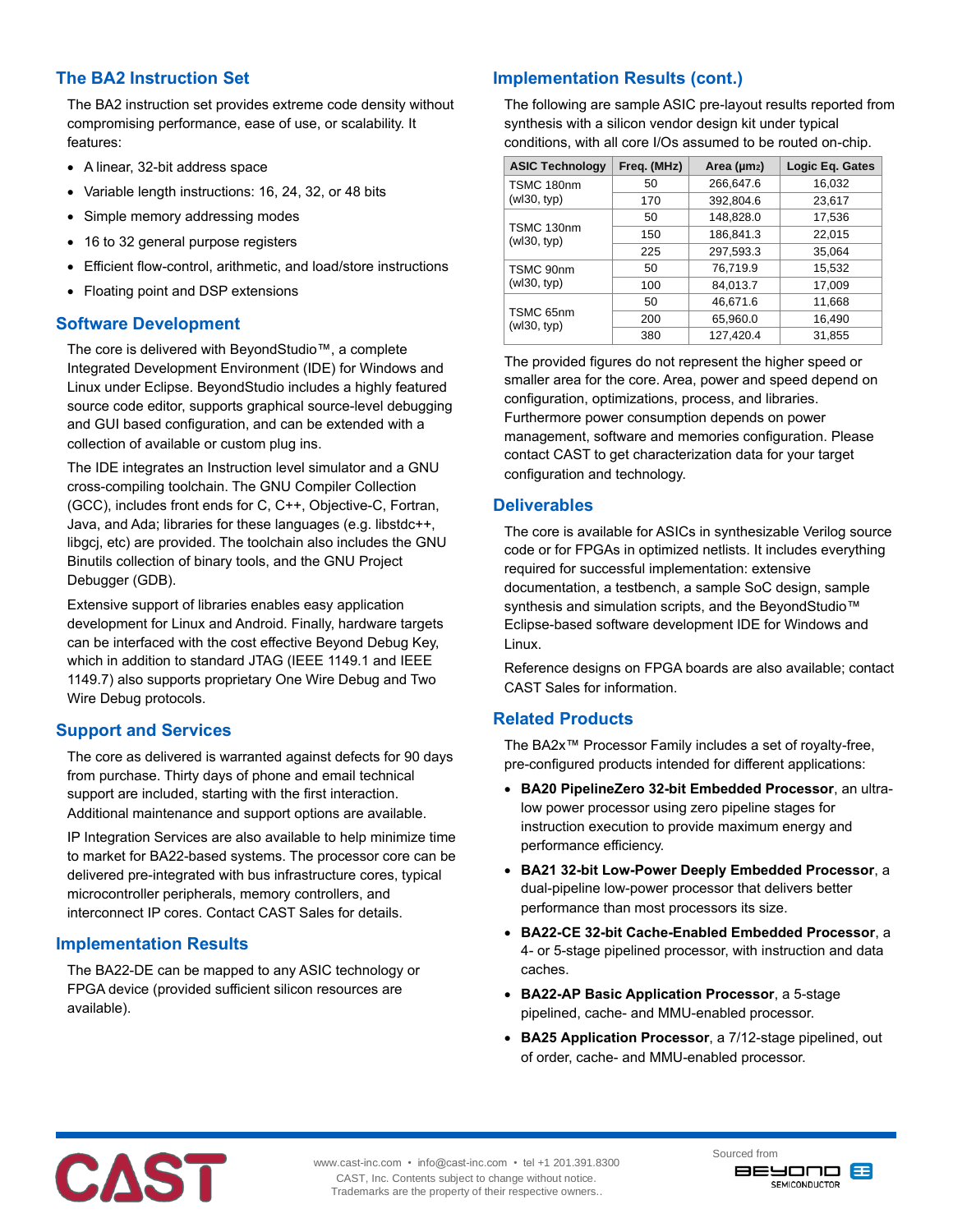## The BA2 Instruction Set

The BA2 instruction set provides extreme code density without compromising performance, ease of use, or scalability. It features:

- A linear, 32-bit address space
- Variable length instructions: 16, 24, 32, or 48 bits
- Simple memory addressing modes
- 16 to 32 general purpose registers
- Efficient flow-control, arithmetic, and load/store instructions
- Floating point and DSP extensions

## Software Development

The core is delivered with BeyondStudio™, a complete Integrated Development Environment (IDE) for Windows and Linux under Eclipse. BeyondStudio includes a highly featured source code editor, supports graphical source-level debugging and GUI based configuration, and can be extended with a collection of available or custom plug ins.

The IDE integrates an Instruction level simulator and a GNU cross-compiling toolchain. The GNU Compiler Collection (GCC), includes front ends for C, C++, Objective-C, Fortran, Java, and Ada; libraries for these languages (e.g. libstdc++, libgcj, etc) are provided. The toolchain also includes the GNU Binutils collection of binary tools, and the GNU Project Debugger (GDB).

Extensive support of libraries enables easy application development for Linux and Android. Finally, hardware targets can be interfaced with the cost effective Beyond Debug Key, which in addition to standard JTAG (IEEE 1149.1 and IEEE 1149.7) also supports proprietary One Wire Debug and Two Wire Debug protocols.

## Support and Services

The core as delivered is warranted against defects for 90 days from purchase. Thirty days of phone and email technical support are included, starting with the first interaction. Additional maintenance and support options are available.

IP Integration Services are also available to help minimize time to market for BA22-based systems. The processor core can be delivered pre-integrated with bus infrastructure cores, typical microcontroller peripherals, memory controllers, and interconnect IP cores. Contact CAST Sales for details.

## Implementation Results

The BA22-DE can be mapped to any ASIC technology or FPGA device (provided sufficient silicon resources are available).

## Implementation Results (cont.)

The following are sample ASIC pre-layout results reported from synthesis with a silicon vendor design kit under typical conditions, with all core I/Os assumed to be routed on-chip.

| ASIC Technology | Freq. (MHz) | Area (μm2) | Logic Eq. Gates |
|---|---|---|---|
| TSMC 180nm (wl30, typ) | 50 | 266,647.6 | 16,032 |
| | 170 | 392,804.6 | 23,617 |
| TSMC 130nm (wl30, typ) | 50 | 148,828.0 | 17,536 |
| | 150 | 186,841.3 | 22,015 |
| | 225 | 297,593.3 | 35,064 |
| TSMC 90nm (wl30, typ) | 50 | 76,719.9 | 15,532 |
| | 100 | 84,013.7 | 17,009 |
| TSMC 65nm (wl30, typ) | 50 | 46,671.6 | 11,668 |
| | 200 | 65,960.0 | 16,490 |
| | 380 | 127,420.4 | 31,855 |

The provided figures do not represent the higher speed or smaller area for the core. Area, power and speed depend on configuration, optimizations, process, and libraries. Furthermore power consumption depends on power management, software and memories configuration. Please contact CAST to get characterization data for your target configuration and technology.

## Deliverables

The core is available for ASICs in synthesizable Verilog source code or for FPGAs in optimized netlists. It includes everything required for successful implementation: extensive documentation, a testbench, a sample SoC design, sample synthesis and simulation scripts, and the BeyondStudio™ Eclipse-based software development IDE for Windows and Linux.

Reference designs on FPGA boards are also available; contact CAST Sales for information.

## Related Products

The BA2x™ Processor Family includes a set of royalty-free, pre-configured products intended for different applications:

- **BA20 PipelineZero 32-bit Embedded Processor**, an ultra-low power processor using zero pipeline stages for instruction execution to provide maximum energy and performance efficiency.
- **BA21 32-bit Low-Power Deeply Embedded Processor**, a dual-pipeline low-power processor that delivers better performance than most processors its size.
- **BA22-CE 32-bit Cache-Enabled Embedded Processor**, a 4- or 5-stage pipelined processor, with instruction and data caches.
- **BA22-AP Basic Application Processor**, a 5-stage pipelined, cache- and MMU-enabled processor.
- **BA25 Application Processor**, a 7/12-stage pipelined, out of order, cache- and MMU-enabled processor.

CAST

www.cast-inc.com • info@cast-inc.com • tel +1 201.391.8300
CAST, Inc. Contents subject to change without notice.
Trademarks are the property of their respective owners..

Sourced from BEYOND SEMICONDUCTOR